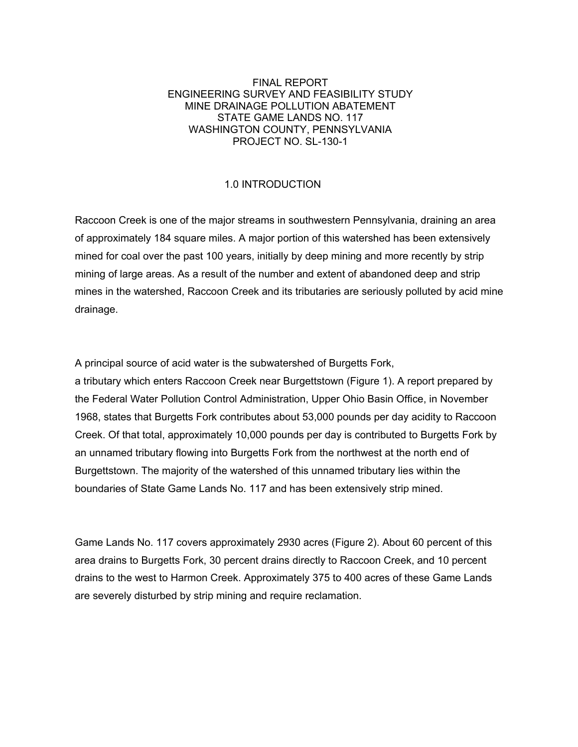# FINAL REPORT
# ENGINEERING SURVEY AND FEASIBILITY STUDY
# MINE DRAINAGE POLLUTION ABATEMENT
# STATE GAME LANDS NO. 117
# WASHINGTON COUNTY, PENNSYLVANIA
# PROJECT NO. SL-130-1

## 1.0 INTRODUCTION

Raccoon Creek is one of the major streams in southwestern Pennsylvania, draining an area of approximately 184 square miles. A major portion of this watershed has been extensively mined for coal over the past 100 years, initially by deep mining and more recently by strip mining of large areas. As a result of the number and extent of abandoned deep and strip mines in the watershed, Raccoon Creek and its tributaries are seriously polluted by acid mine drainage.

A principal source of acid water is the subwatershed of Burgetts Fork, a tributary which enters Raccoon Creek near Burgettstown (Figure 1). A report prepared by the Federal Water Pollution Control Administration, Upper Ohio Basin Office, in November 1968, states that Burgetts Fork contributes about 53,000 pounds per day acidity to Raccoon Creek. Of that total, approximately 10,000 pounds per day is contributed to Burgetts Fork by an unnamed tributary flowing into Burgetts Fork from the northwest at the north end of Burgettstown. The majority of the watershed of this unnamed tributary lies within the boundaries of State Game Lands No. 117 and has been extensively strip mined.

Game Lands No. 117 covers approximately 2930 acres (Figure 2). About 60 percent of this area drains to Burgetts Fork, 30 percent drains directly to Raccoon Creek, and 10 percent drains to the west to Harmon Creek. Approximately 375 to 400 acres of these Game Lands are severely disturbed by strip mining and require reclamation.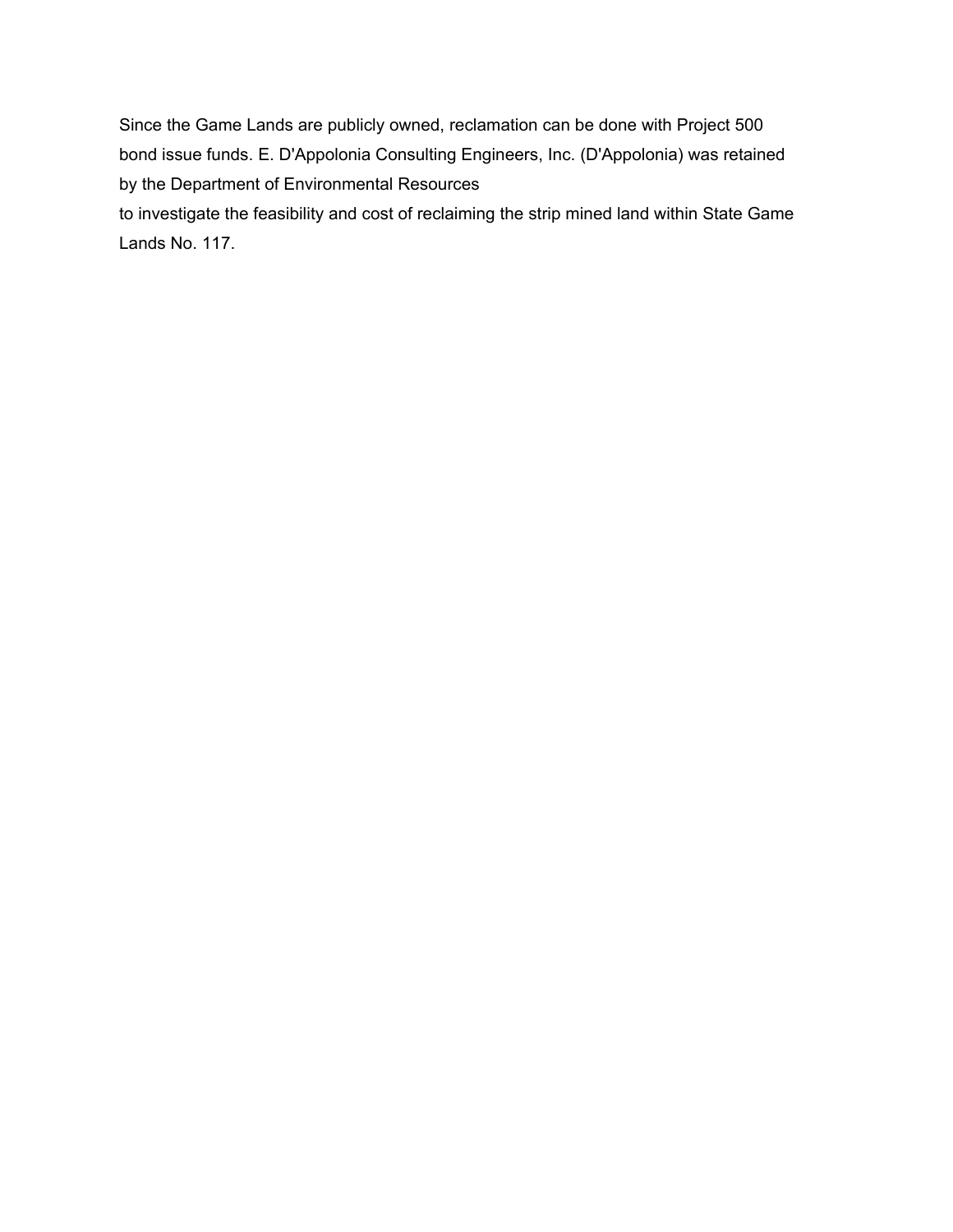Since the Game Lands are publicly owned, reclamation can be done with Project 500 bond issue funds. E. D'Appolonia Consulting Engineers, Inc. (D'Appolonia) was retained by the Department of Environmental Resources to investigate the feasibility and cost of reclaiming the strip mined land within State Game Lands No. 117.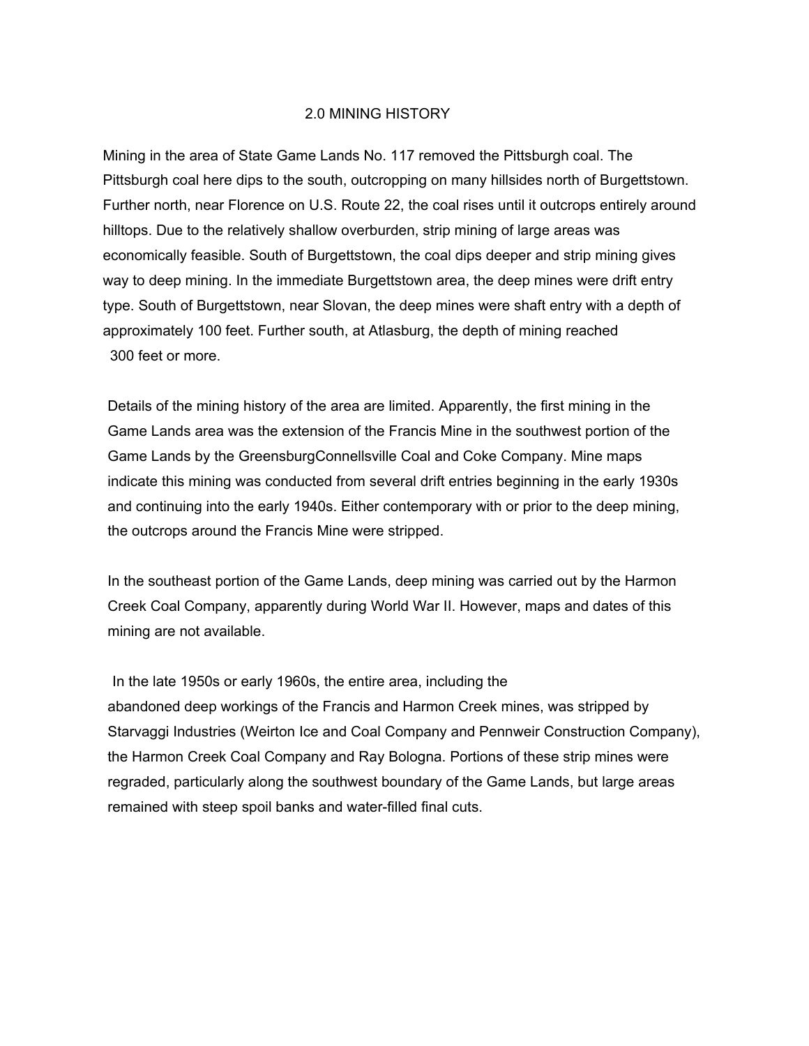## 2.0 MINING HISTORY

Mining in the area of State Game Lands No. 117 removed the Pittsburgh coal. The Pittsburgh coal here dips to the south, outcropping on many hillsides north of Burgettstown. Further north, near Florence on U.S. Route 22, the coal rises until it outcrops entirely around hilltops. Due to the relatively shallow overburden, strip mining of large areas was economically feasible. South of Burgettstown, the coal dips deeper and strip mining gives way to deep mining. In the immediate Burgettstown area, the deep mines were drift entry type. South of Burgettstown, near Slovan, the deep mines were shaft entry with a depth of approximately 100 feet. Further south, at Atlasburg, the depth of mining reached 300 feet or more.

Details of the mining history of the area are limited. Apparently, the first mining in the Game Lands area was the extension of the Francis Mine in the southwest portion of the Game Lands by the GreensburgConnellsville Coal and Coke Company. Mine maps indicate this mining was conducted from several drift entries beginning in the early 1930s and continuing into the early 1940s. Either contemporary with or prior to the deep mining, the outcrops around the Francis Mine were stripped.

In the southeast portion of the Game Lands, deep mining was carried out by the Harmon Creek Coal Company, apparently during World War II. However, maps and dates of this mining are not available.

In the late 1950s or early 1960s, the entire area, including the abandoned deep workings of the Francis and Harmon Creek mines, was stripped by Starvaggi Industries (Weirton Ice and Coal Company and Pennweir Construction Company), the Harmon Creek Coal Company and Ray Bologna. Portions of these strip mines were regraded, particularly along the southwest boundary of the Game Lands, but large areas remained with steep spoil banks and water-filled final cuts.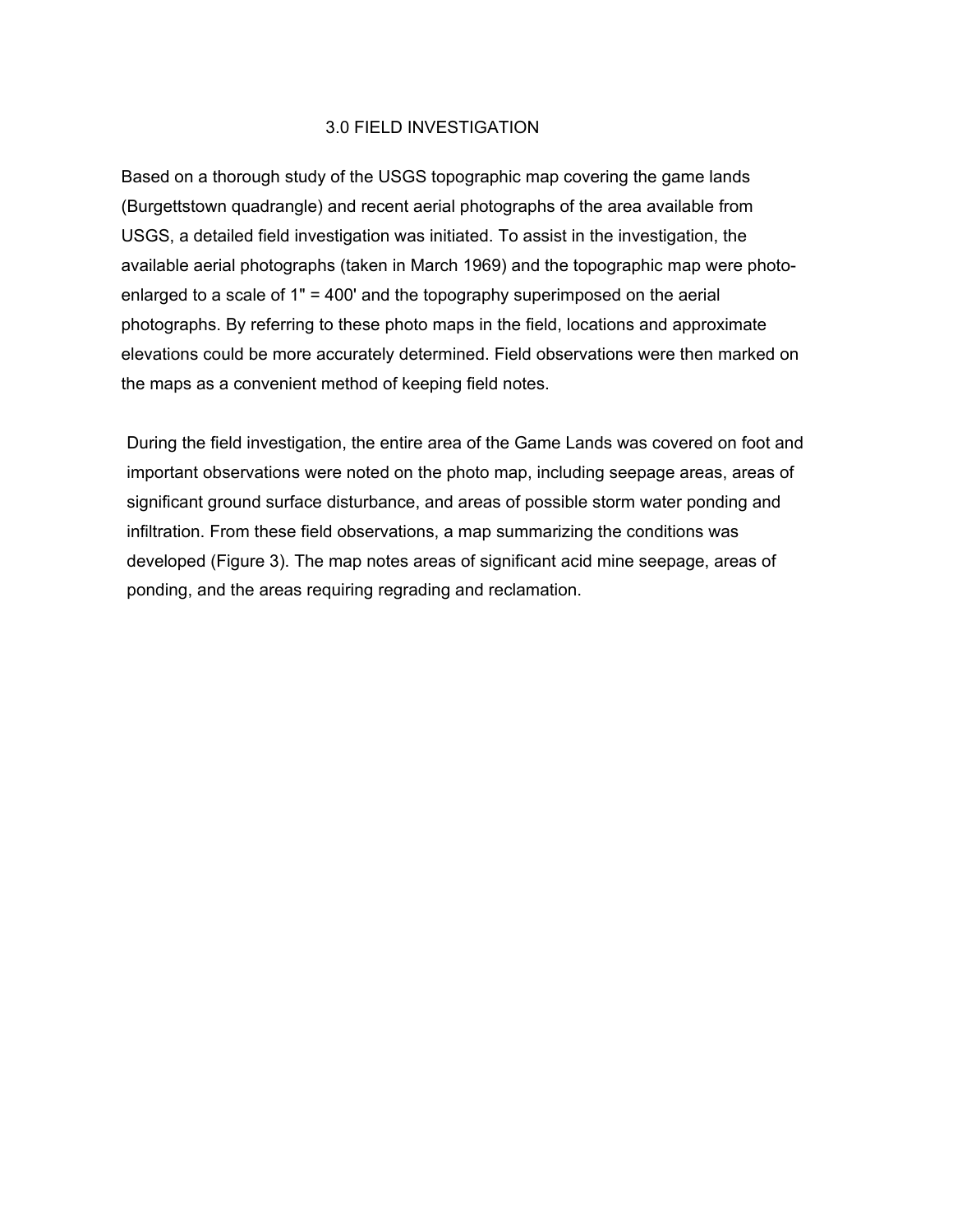## 3.0 FIELD INVESTIGATION

Based on a thorough study of the USGS topographic map covering the game lands (Burgettstown quadrangle) and recent aerial photographs of the area available from USGS, a detailed field investigation was initiated. To assist in the investigation, the available aerial photographs (taken in March 1969) and the topographic map were photo-enlarged to a scale of 1" = 400' and the topography superimposed on the aerial photographs. By referring to these photo maps in the field, locations and approximate elevations could be more accurately determined. Field observations were then marked on the maps as a convenient method of keeping field notes.

During the field investigation, the entire area of the Game Lands was covered on foot and important observations were noted on the photo map, including seepage areas, areas of significant ground surface disturbance, and areas of possible storm water ponding and infiltration. From these field observations, a map summarizing the conditions was developed (Figure 3). The map notes areas of significant acid mine seepage, areas of ponding, and the areas requiring regrading and reclamation.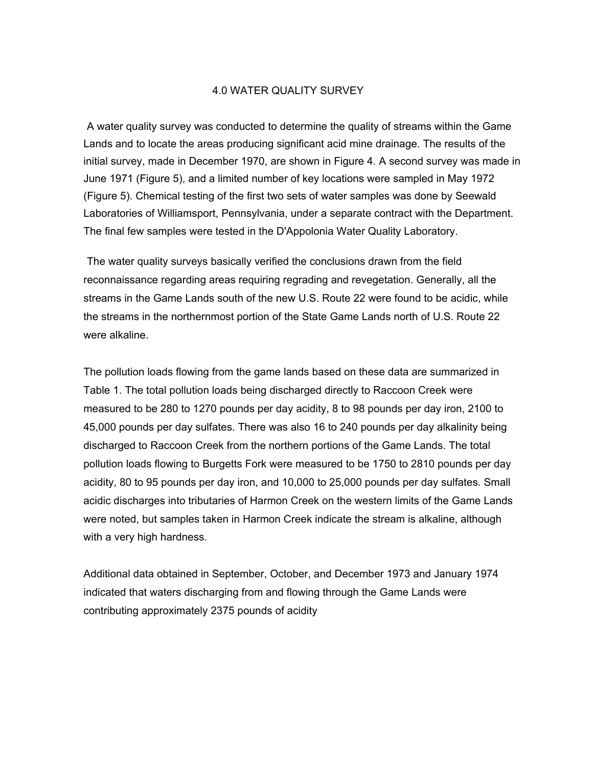# 4.0 WATER QUALITY SURVEY

A water quality survey was conducted to determine the quality of streams within the Game Lands and to locate the areas producing significant acid mine drainage. The results of the initial survey, made in December 1970, are shown in Figure 4. A second survey was made in June 1971 (Figure 5), and a limited number of key locations were sampled in May 1972 (Figure 5). Chemical testing of the first two sets of water samples was done by Seewald Laboratories of Williamsport, Pennsylvania, under a separate contract with the Department. The final few samples were tested in the D'Appolonia Water Quality Laboratory.

The water quality surveys basically verified the conclusions drawn from the field reconnaissance regarding areas requiring regrading and revegetation. Generally, all the streams in the Game Lands south of the new U.S. Route 22 were found to be acidic, while the streams in the northernmost portion of the State Game Lands north of U.S. Route 22 were alkaline.

The pollution loads flowing from the game lands based on these data are summarized in Table 1. The total pollution loads being discharged directly to Raccoon Creek were measured to be 280 to 1270 pounds per day acidity, 8 to 98 pounds per day iron, 2100 to 45,000 pounds per day sulfates. There was also 16 to 240 pounds per day alkalinity being discharged to Raccoon Creek from the northern portions of the Game Lands. The total pollution loads flowing to Burgetts Fork were measured to be 1750 to 2810 pounds per day acidity, 80 to 95 pounds per day iron, and 10,000 to 25,000 pounds per day sulfates. Small acidic discharges into tributaries of Harmon Creek on the western limits of the Game Lands were noted, but samples taken in Harmon Creek indicate the stream is alkaline, although with a very high hardness.

Additional data obtained in September, October, and December 1973 and January 1974 indicated that waters discharging from and flowing through the Game Lands were contributing approximately 2375 pounds of acidity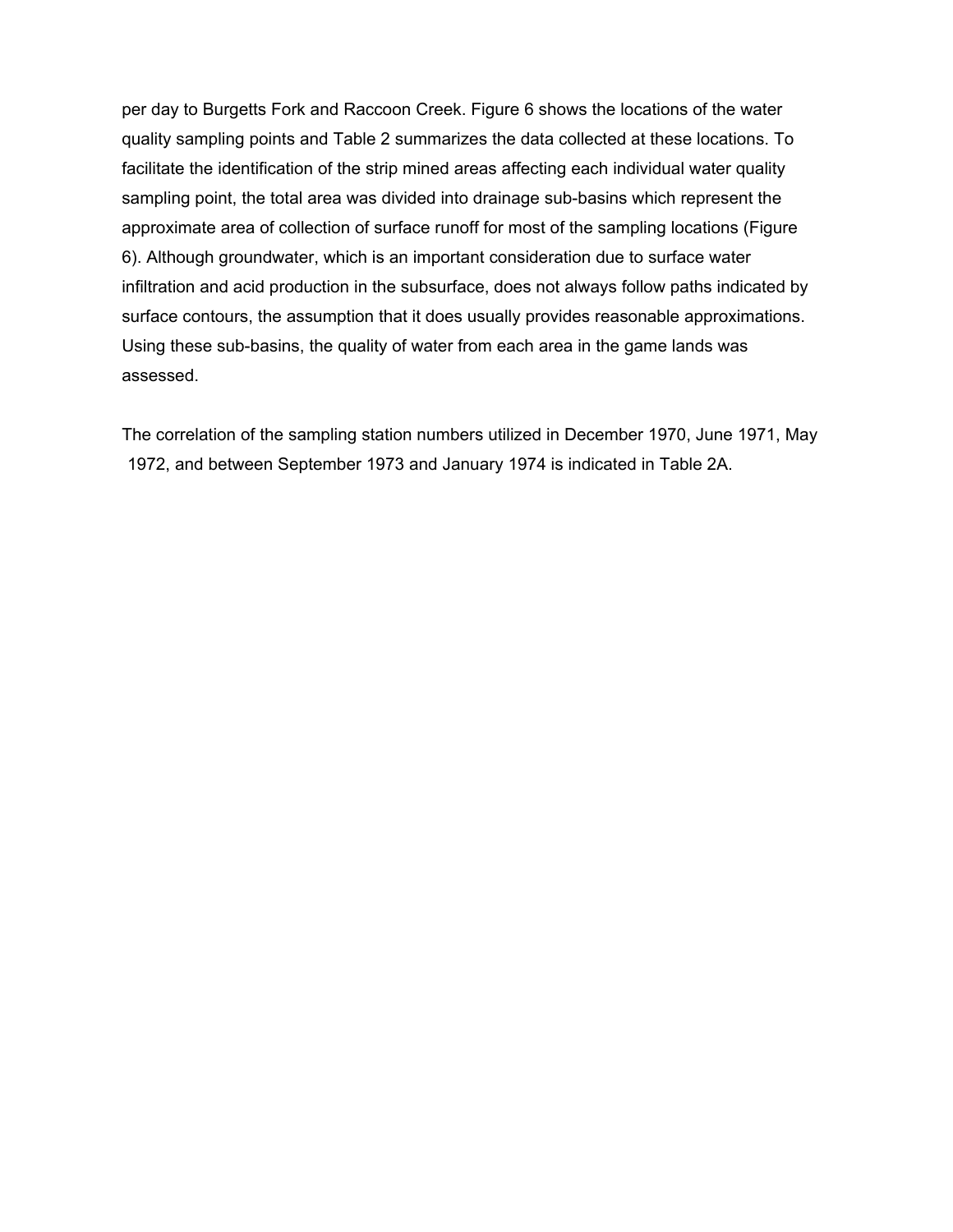per day to Burgetts Fork and Raccoon Creek. Figure 6 shows the locations of the water quality sampling points and Table 2 summarizes the data collected at these locations. To facilitate the identification of the strip mined areas affecting each individual water quality sampling point, the total area was divided into drainage sub-basins which represent the approximate area of collection of surface runoff for most of the sampling locations (Figure 6). Although groundwater, which is an important consideration due to surface water infiltration and acid production in the subsurface, does not always follow paths indicated by surface contours, the assumption that it does usually provides reasonable approximations. Using these sub-basins, the quality of water from each area in the game lands was assessed.

The correlation of the sampling station numbers utilized in December 1970, June 1971, May 1972, and between September 1973 and January 1974 is indicated in Table 2A.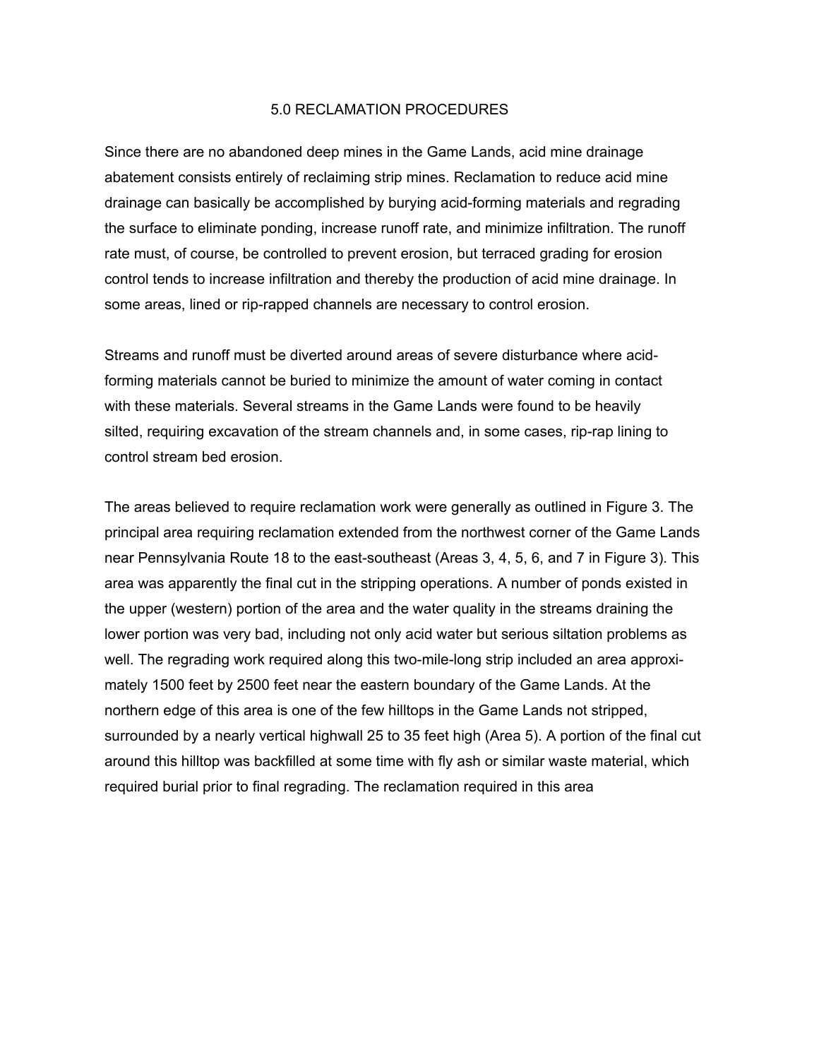## 5.0 RECLAMATION PROCEDURES

Since there are no abandoned deep mines in the Game Lands, acid mine drainage abatement consists entirely of reclaiming strip mines. Reclamation to reduce acid mine drainage can basically be accomplished by burying acid-forming materials and regrading the surface to eliminate ponding, increase runoff rate, and minimize infiltration. The runoff rate must, of course, be controlled to prevent erosion, but terraced grading for erosion control tends to increase infiltration and thereby the production of acid mine drainage. In some areas, lined or rip-rapped channels are necessary to control erosion.

Streams and runoff must be diverted around areas of severe disturbance where acid-forming materials cannot be buried to minimize the amount of water coming in contact with these materials. Several streams in the Game Lands were found to be heavily silted, requiring excavation of the stream channels and, in some cases, rip-rap lining to control stream bed erosion.

The areas believed to require reclamation work were generally as outlined in Figure 3. The principal area requiring reclamation extended from the northwest corner of the Game Lands near Pennsylvania Route 18 to the east-southeast (Areas 3, 4, 5, 6, and 7 in Figure 3). This area was apparently the final cut in the stripping operations. A number of ponds existed in the upper (western) portion of the area and the water quality in the streams draining the lower portion was very bad, including not only acid water but serious siltation problems as well. The regrading work required along this two-mile-long strip included an area approximately 1500 feet by 2500 feet near the eastern boundary of the Game Lands. At the northern edge of this area is one of the few hilltops in the Game Lands not stripped, surrounded by a nearly vertical highwall 25 to 35 feet high (Area 5). A portion of the final cut around this hilltop was backfilled at some time with fly ash or similar waste material, which required burial prior to final regrading. The reclamation required in this area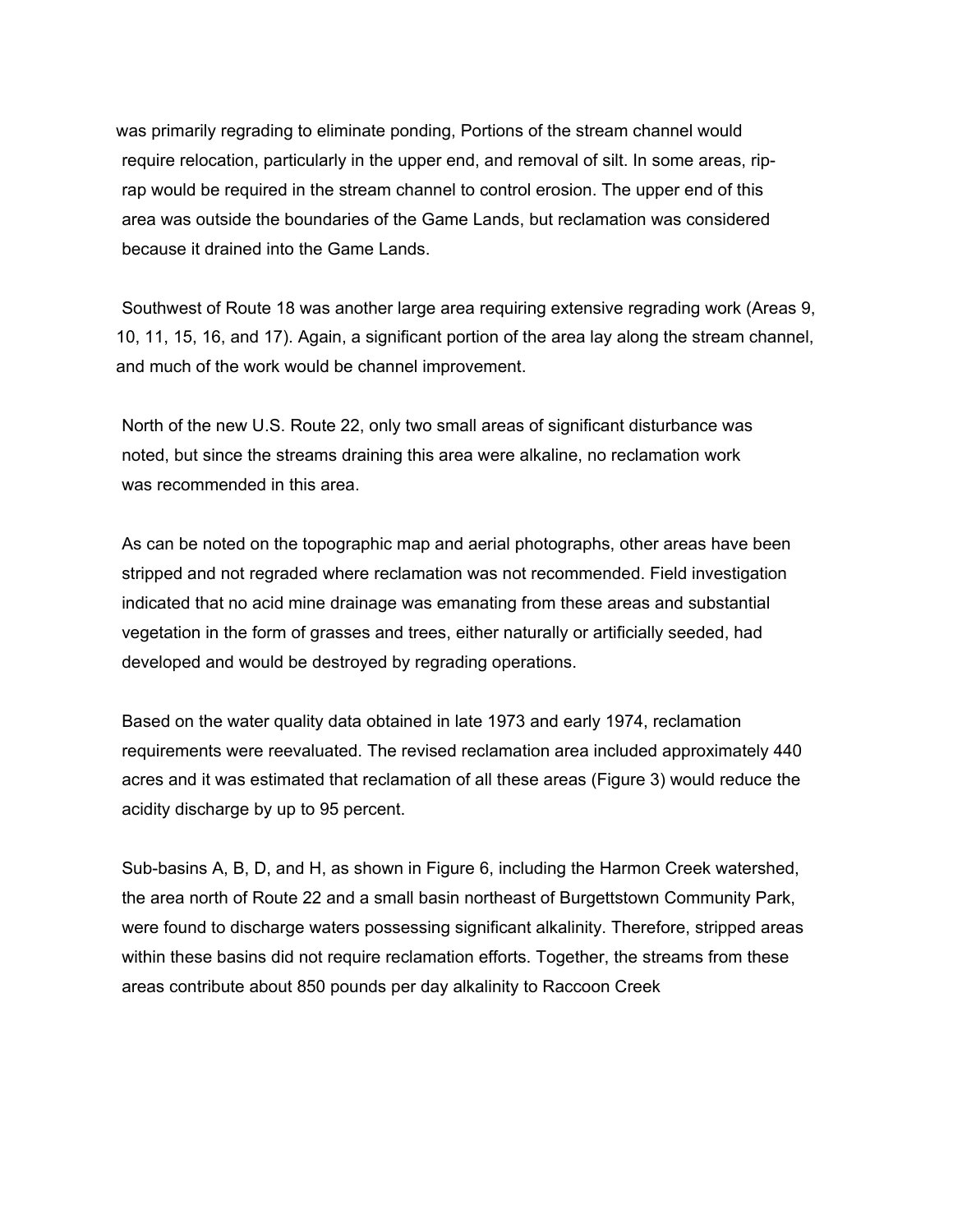was primarily regrading to eliminate ponding, Portions of the stream channel would require relocation, particularly in the upper end, and removal of silt. In some areas, rip-rap would be required in the stream channel to control erosion. The upper end of this area was outside the boundaries of the Game Lands, but reclamation was considered because it drained into the Game Lands.

Southwest of Route 18 was another large area requiring extensive regrading work (Areas 9, 10, 11, 15, 16, and 17). Again, a significant portion of the area lay along the stream channel, and much of the work would be channel improvement.

North of the new U.S. Route 22, only two small areas of significant disturbance was noted, but since the streams draining this area were alkaline, no reclamation work was recommended in this area.

As can be noted on the topographic map and aerial photographs, other areas have been stripped and not regraded where reclamation was not recommended. Field investigation indicated that no acid mine drainage was emanating from these areas and substantial vegetation in the form of grasses and trees, either naturally or artificially seeded, had developed and would be destroyed by regrading operations.

Based on the water quality data obtained in late 1973 and early 1974, reclamation requirements were reevaluated. The revised reclamation area included approximately 440 acres and it was estimated that reclamation of all these areas (Figure 3) would reduce the acidity discharge by up to 95 percent.

Sub-basins A, B, D, and H, as shown in Figure 6, including the Harmon Creek watershed, the area north of Route 22 and a small basin northeast of Burgettstown Community Park, were found to discharge waters possessing significant alkalinity. Therefore, stripped areas within these basins did not require reclamation efforts. Together, the streams from these areas contribute about 850 pounds per day alkalinity to Raccoon Creek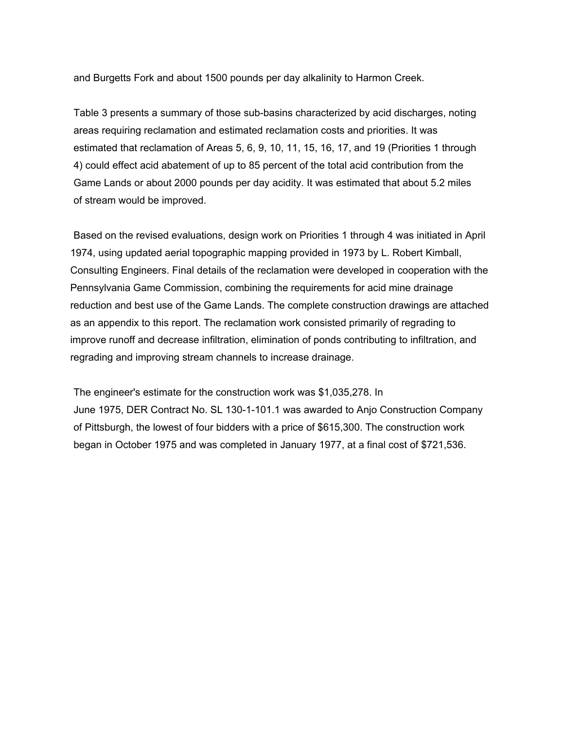and Burgetts Fork and about 1500 pounds per day alkalinity to Harmon Creek.

Table 3 presents a summary of those sub-basins characterized by acid discharges, noting areas requiring reclamation and estimated reclamation costs and priorities. It was estimated that reclamation of Areas 5, 6, 9, 10, 11, 15, 16, 17, and 19 (Priorities 1 through 4) could effect acid abatement of up to 85 percent of the total acid contribution from the Game Lands or about 2000 pounds per day acidity. It was estimated that about 5.2 miles of stream would be improved.

Based on the revised evaluations, design work on Priorities 1 through 4 was initiated in April 1974, using updated aerial topographic mapping provided in 1973 by L. Robert Kimball, Consulting Engineers. Final details of the reclamation were developed in cooperation with the Pennsylvania Game Commission, combining the requirements for acid mine drainage reduction and best use of the Game Lands. The complete construction drawings are attached as an appendix to this report. The reclamation work consisted primarily of regrading to improve runoff and decrease infiltration, elimination of ponds contributing to infiltration, and regrading and improving stream channels to increase drainage.

The engineer's estimate for the construction work was $1,035,278. In June 1975, DER Contract No. SL 130-1-101.1 was awarded to Anjo Construction Company of Pittsburgh, the lowest of four bidders with a price of $615,300. The construction work began in October 1975 and was completed in January 1977, at a final cost of $721,536.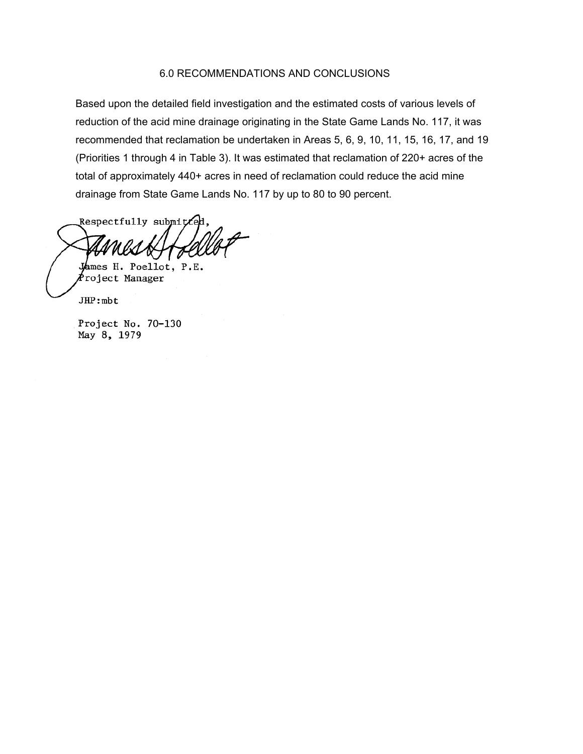## 6.0 RECOMMENDATIONS AND CONCLUSIONS

Based upon the detailed field investigation and the estimated costs of various levels of reduction of the acid mine drainage originating in the State Game Lands No. 117, it was recommended that reclamation be undertaken in Areas 5, 6, 9, 10, 11, 15, 16, 17, and 19 (Priorities 1 through 4 in Table 3). It was estimated that reclamation of 220+ acres of the total of approximately 440+ acres in need of reclamation could reduce the acid mine drainage from State Game Lands No. 117 by up to 80 to 90 percent.

Respectfully submitted,

James H. Poellot, P.E.
Project Manager

JHP:mbt

Project No. 70-130
May 8, 1979